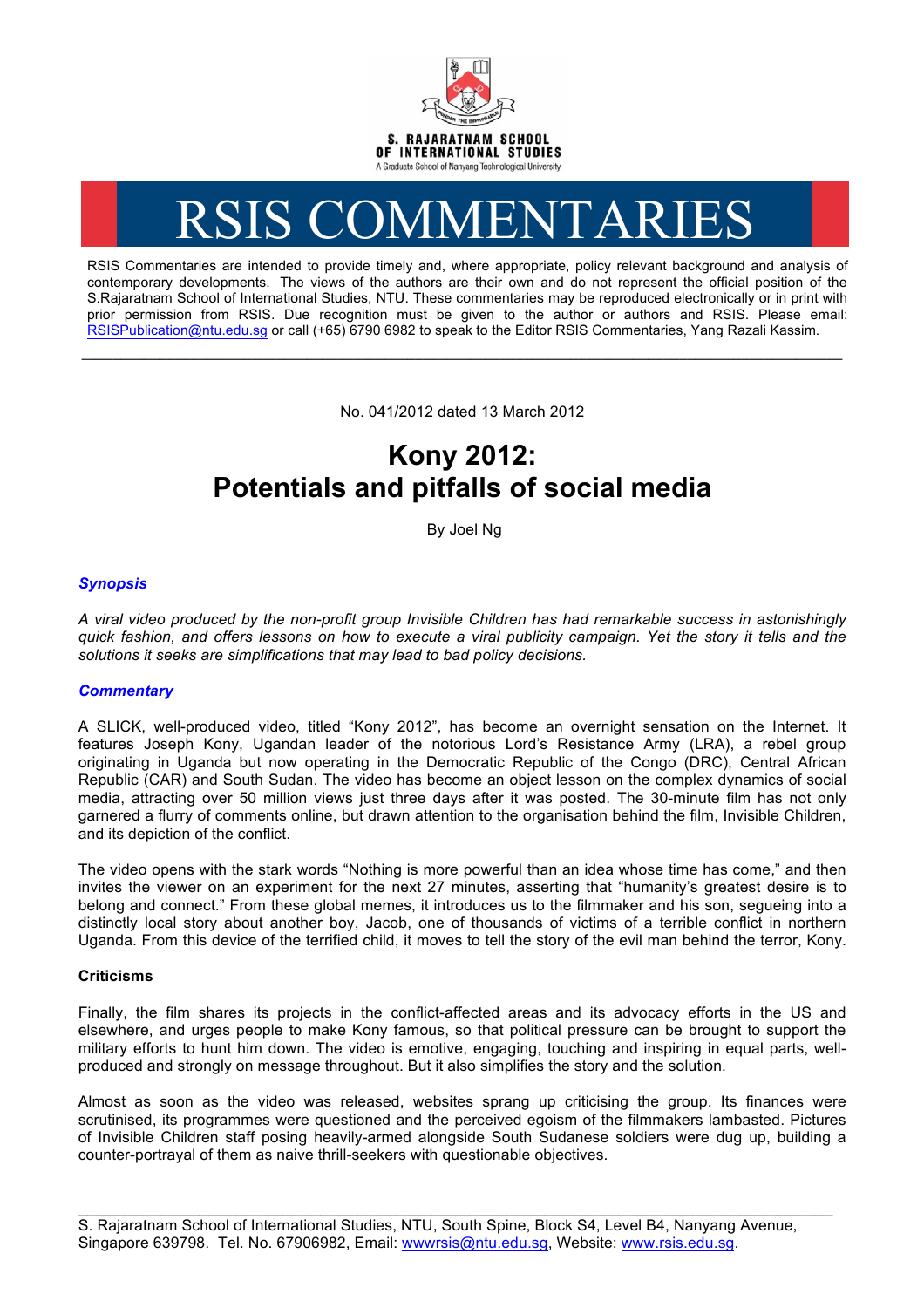S. RAJARATNAM SCHOOL OF INTERNATIONAL STUDIES

A Graduate School of Nanyang Technological University

# RSIS COMMENTARIES

RSIS Commentaries are intended to provide timely and, where appropriate, policy relevant background and analysis of contemporary developments. The views of the authors are their own and do not represent the official position of the S.Rajaratnam School of International Studies, NTU. These commentaries may be reproduced electronically or in print with prior permission from RSIS. Due recognition must be given to the author or authors and RSIS. Please email: RSISPublication@ntu.edu.sg or call (+65) 6790 6982 to speak to the Editor RSIS Commentaries, Yang Razali Kassim.

---

No. 041/2012 dated 13 March 2012

# Kony 2012: Potentials and pitfalls of social media

By Joel Ng

### *Synopsis*

*A viral video produced by the non-profit group Invisible Children has had remarkable success in astonishingly quick fashion, and offers lessons on how to execute a viral publicity campaign. Yet the story it tells and the solutions it seeks are simplifications that may lead to bad policy decisions.*

### *Commentary*

A SLICK, well-produced video, titled "Kony 2012", has become an overnight sensation on the Internet. It features Joseph Kony, Ugandan leader of the notorious Lord's Resistance Army (LRA), a rebel group originating in Uganda but now operating in the Democratic Republic of the Congo (DRC), Central African Republic (CAR) and South Sudan. The video has become an object lesson on the complex dynamics of social media, attracting over 50 million views just three days after it was posted. The 30-minute film has not only garnered a flurry of comments online, but drawn attention to the organisation behind the film, Invisible Children, and its depiction of the conflict.

The video opens with the stark words "Nothing is more powerful than an idea whose time has come," and then invites the viewer on an experiment for the next 27 minutes, asserting that "humanity's greatest desire is to belong and connect." From these global memes, it introduces us to the filmmaker and his son, segueing into a distinctly local story about another boy, Jacob, one of thousands of victims of a terrible conflict in northern Uganda. From this device of the terrified child, it moves to tell the story of the evil man behind the terror, Kony.

#### Criticisms

Finally, the film shares its projects in the conflict-affected areas and its advocacy efforts in the US and elsewhere, and urges people to make Kony famous, so that political pressure can be brought to support the military efforts to hunt him down. The video is emotive, engaging, touching and inspiring in equal parts, well-produced and strongly on message throughout. But it also simplifies the story and the solution.

Almost as soon as the video was released, websites sprang up criticising the group. Its finances were scrutinised, its programmes were questioned and the perceived egoism of the filmmakers lambasted. Pictures of Invisible Children staff posing heavily-armed alongside South Sudanese soldiers were dug up, building a counter-portrayal of them as naive thrill-seekers with questionable objectives.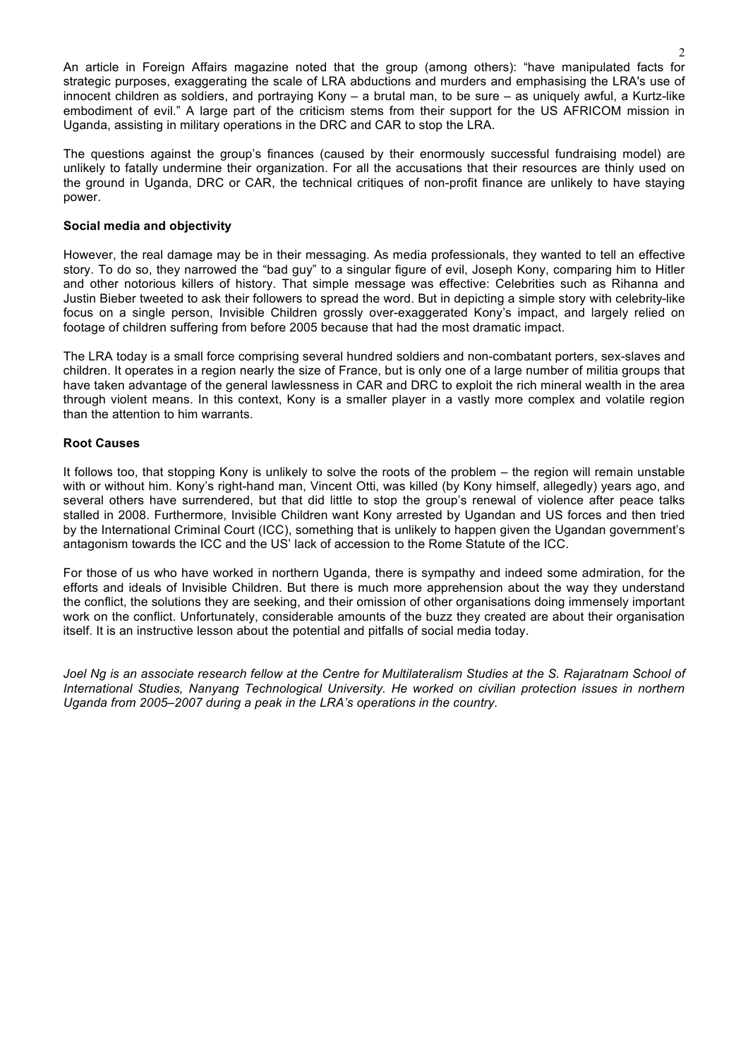An article in Foreign Affairs magazine noted that the group (among others): "have manipulated facts for strategic purposes, exaggerating the scale of LRA abductions and murders and emphasising the LRA's use of innocent children as soldiers, and portraying Kony – a brutal man, to be sure – as uniquely awful, a Kurtz-like embodiment of evil." A large part of the criticism stems from their support for the US AFRICOM mission in Uganda, assisting in military operations in the DRC and CAR to stop the LRA.

The questions against the group's finances (caused by their enormously successful fundraising model) are unlikely to fatally undermine their organization. For all the accusations that their resources are thinly used on the ground in Uganda, DRC or CAR, the technical critiques of non-profit finance are unlikely to have staying power.

**Social media and objectivity**

However, the real damage may be in their messaging. As media professionals, they wanted to tell an effective story. To do so, they narrowed the "bad guy" to a singular figure of evil, Joseph Kony, comparing him to Hitler and other notorious killers of history. That simple message was effective: Celebrities such as Rihanna and Justin Bieber tweeted to ask their followers to spread the word. But in depicting a simple story with celebrity-like focus on a single person, Invisible Children grossly over-exaggerated Kony's impact, and largely relied on footage of children suffering from before 2005 because that had the most dramatic impact.

The LRA today is a small force comprising several hundred soldiers and non-combatant porters, sex-slaves and children. It operates in a region nearly the size of France, but is only one of a large number of militia groups that have taken advantage of the general lawlessness in CAR and DRC to exploit the rich mineral wealth in the area through violent means. In this context, Kony is a smaller player in a vastly more complex and volatile region than the attention to him warrants.

**Root Causes**

It follows too, that stopping Kony is unlikely to solve the roots of the problem – the region will remain unstable with or without him. Kony's right-hand man, Vincent Otti, was killed (by Kony himself, allegedly) years ago, and several others have surrendered, but that did little to stop the group's renewal of violence after peace talks stalled in 2008. Furthermore, Invisible Children want Kony arrested by Ugandan and US forces and then tried by the International Criminal Court (ICC), something that is unlikely to happen given the Ugandan government's antagonism towards the ICC and the US' lack of accession to the Rome Statute of the ICC.

For those of us who have worked in northern Uganda, there is sympathy and indeed some admiration, for the efforts and ideals of Invisible Children. But there is much more apprehension about the way they understand the conflict, the solutions they are seeking, and their omission of other organisations doing immensely important work on the conflict. Unfortunately, considerable amounts of the buzz they created are about their organisation itself. It is an instructive lesson about the potential and pitfalls of social media today.

*Joel Ng is an associate research fellow at the Centre for Multilateralism Studies at the S. Rajaratnam School of International Studies, Nanyang Technological University. He worked on civilian protection issues in northern Uganda from 2005–2007 during a peak in the LRA's operations in the country.*